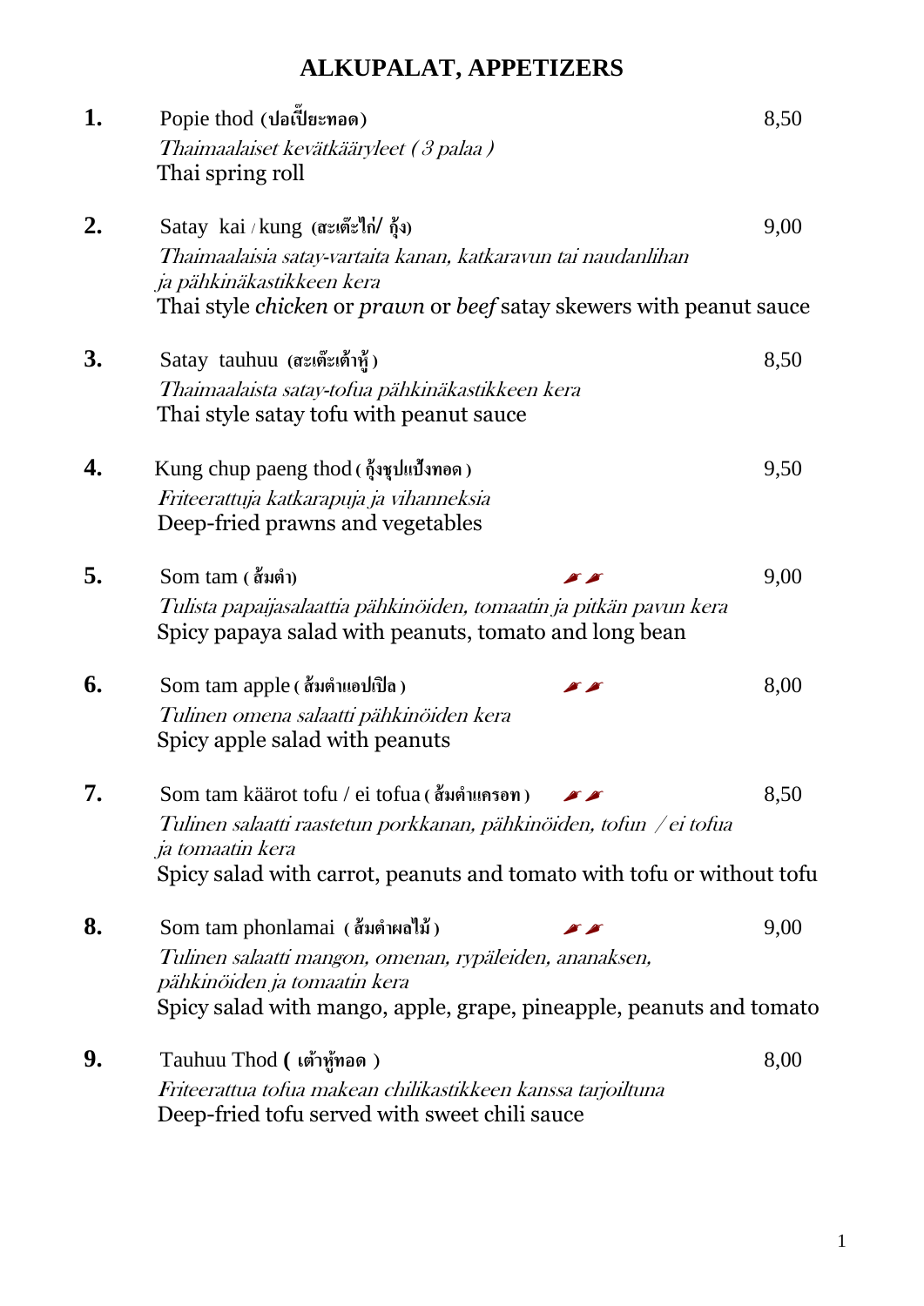# ALKUPALAT, APPETIZERS

**1.** Popie thod (ปอเปี๊ยะทอด) 8,50
*Thaimaalaiset kevätkääryleet ( 3 palaa )*
Thai spring roll

**2.** Satay kai / kung (สะเต๊ะไก่/ กุ้ง) 9,00
*Thaimaalaisia satay-vartaita kanan, katkaravun tai naudanlihan ja pähkinäkastikkeen kera*
Thai style *chicken* or *prawn* or *beef* satay skewers with peanut sauce

**3.** Satay tauhuu (สะเต๊ะเต้าหู้ ) 8,50
*Thaimaalaista satay-tofua pähkinäkastikkeen kera*
Thai style satay tofu with peanut sauce

**4.** Kung chup paeng thod ( กุ้งชุปแป้งทอด ) 9,50
*Friteerattuja katkarapuja ja vihanneksia*
Deep-fried prawns and vegetables

**5.** Som tam ( ส้มตำ) 🌶🌶 9,00
*Tulista papaijasalaattia pähkinöiden, tomaatin ja pitkän pavun kera*
Spicy papaya salad with peanuts, tomato and long bean

**6.** Som tam apple ( ส้มตำแอปเปิล ) 🌶🌶 8,00
*Tulinen omena salaatti pähkinöiden kera*
Spicy apple salad with peanuts

**7.** Som tam käärot tofu / ei tofua ( ส้มตำแครอท ) 🌶🌶 8,50
*Tulinen salaatti raastetun porkkanan, pähkinöiden, tofun / ei tofua ja tomaatin kera*
Spicy salad with carrot, peanuts and tomato with tofu or without tofu

**8.** Som tam phonlamai ( ส้มตำผลไม้ ) 🌶🌶 9,00
*Tulinen salaatti mangon, omenan, rypäleiden, ananaksen, pähkinöiden ja tomaatin kera*
Spicy salad with mango, apple, grape, pineapple, peanuts and tomato

**9.** Tauhuu Thod ( เต้าหู้ทอด ) 8,00
*Friteerattua tofua makean chilikastikkeen kanssa tarjoiltuna*
Deep-fried tofu served with sweet chili sauce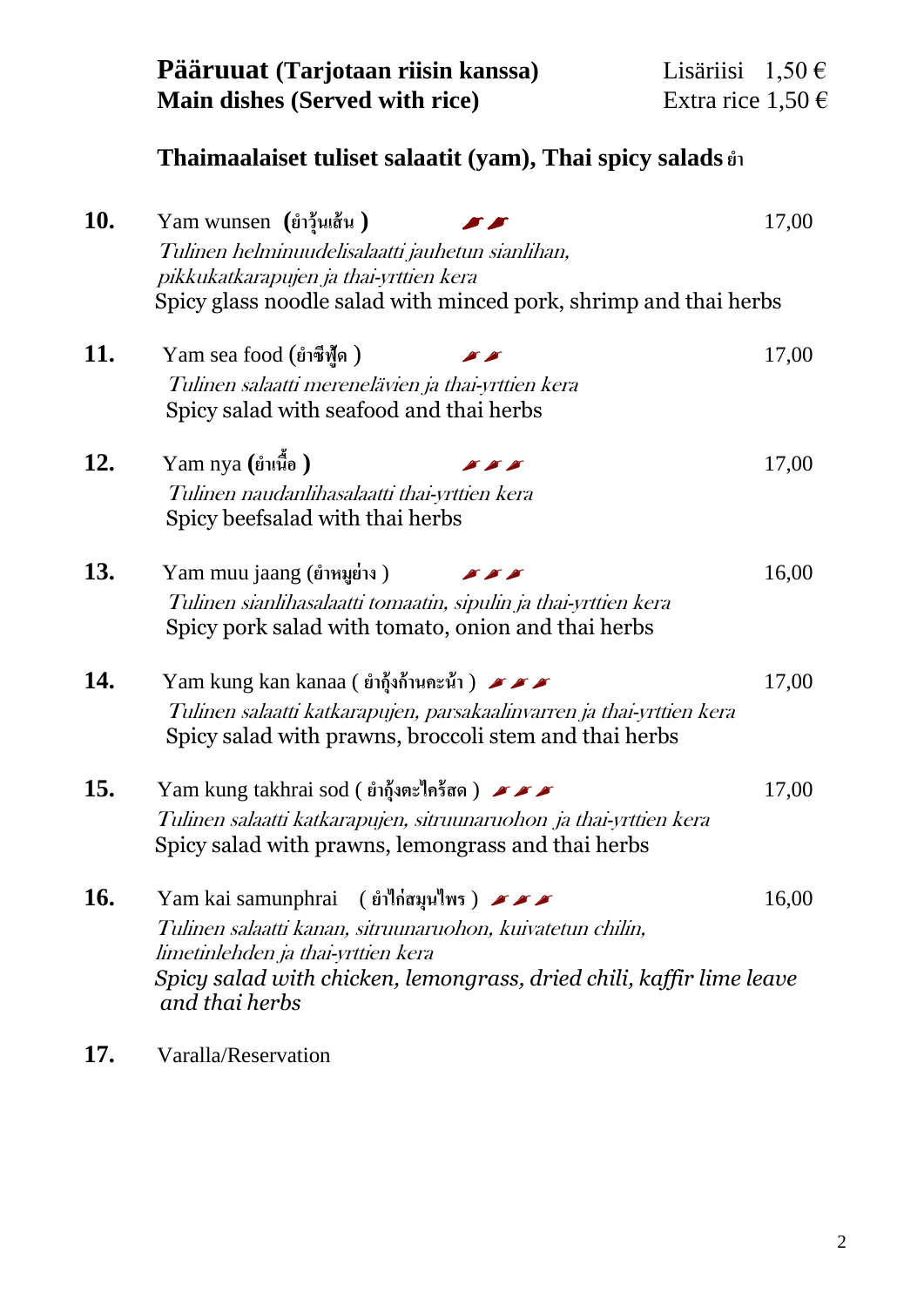**Pääruuat (Tarjotaan riisin kanssa)** Lisäriisi 1,50 €
**Main dishes (Served with rice)** Extra rice 1,50 €

## Thaimaalaiset tuliset salaatit (yam), Thai spicy salads ยำ

**10.** Yam wunsen **(ยำวุ้นเส้น )** 🌶🌶 17,00
*Tulinen helminuudelisalaatti jauhetun sianlihan, pikkukatkarapujen ja thai-yrttien kera*
Spicy glass noodle salad with minced pork, shrimp and thai herbs

**11.** Yam sea food (ยำซีฟู้ด ) 🌶🌶 17,00
*Tulinen salaatti merenelävien ja thai-yrttien kera*
Spicy salad with seafood and thai herbs

**12.** Yam nya **(ยำเนื้อ )** 🌶🌶🌶 17,00
*Tulinen naudanlihasalaatti thai-yrttien kera*
Spicy beefsalad with thai herbs

**13.** Yam muu jaang (ยำหมูย่าง ) 🌶🌶🌶 16,00
*Tulinen sianlihasalaatti tomaatin, sipulin ja thai-yrttien kera*
Spicy pork salad with tomato, onion and thai herbs

**14.** Yam kung kan kanaa ( ยำกุ้งก้านคะน้า ) 🌶🌶🌶 17,00
*Tulinen salaatti katkarapujen, parsakaalinvarren ja thai-yrttien kera*
Spicy salad with prawns, broccoli stem and thai herbs

**15.** Yam kung takhrai sod ( ยำกุ้งตะไคร้สด ) 🌶🌶🌶 17,00
*Tulinen salaatti katkarapujen, sitruunaruohon ja thai-yrttien kera*
Spicy salad with prawns, lemongrass and thai herbs

**16.** Yam kai samunphrai ( ยำไก่สมุนไพร ) 🌶🌶🌶 16,00
*Tulinen salaatti kanan, sitruunaruohon, kuivatetun chilin, limetinlehden ja thai-yrttien kera*
*Spicy salad with chicken, lemongrass, dried chili, kaffir lime leave and thai herbs*

**17.** Varalla/Reservation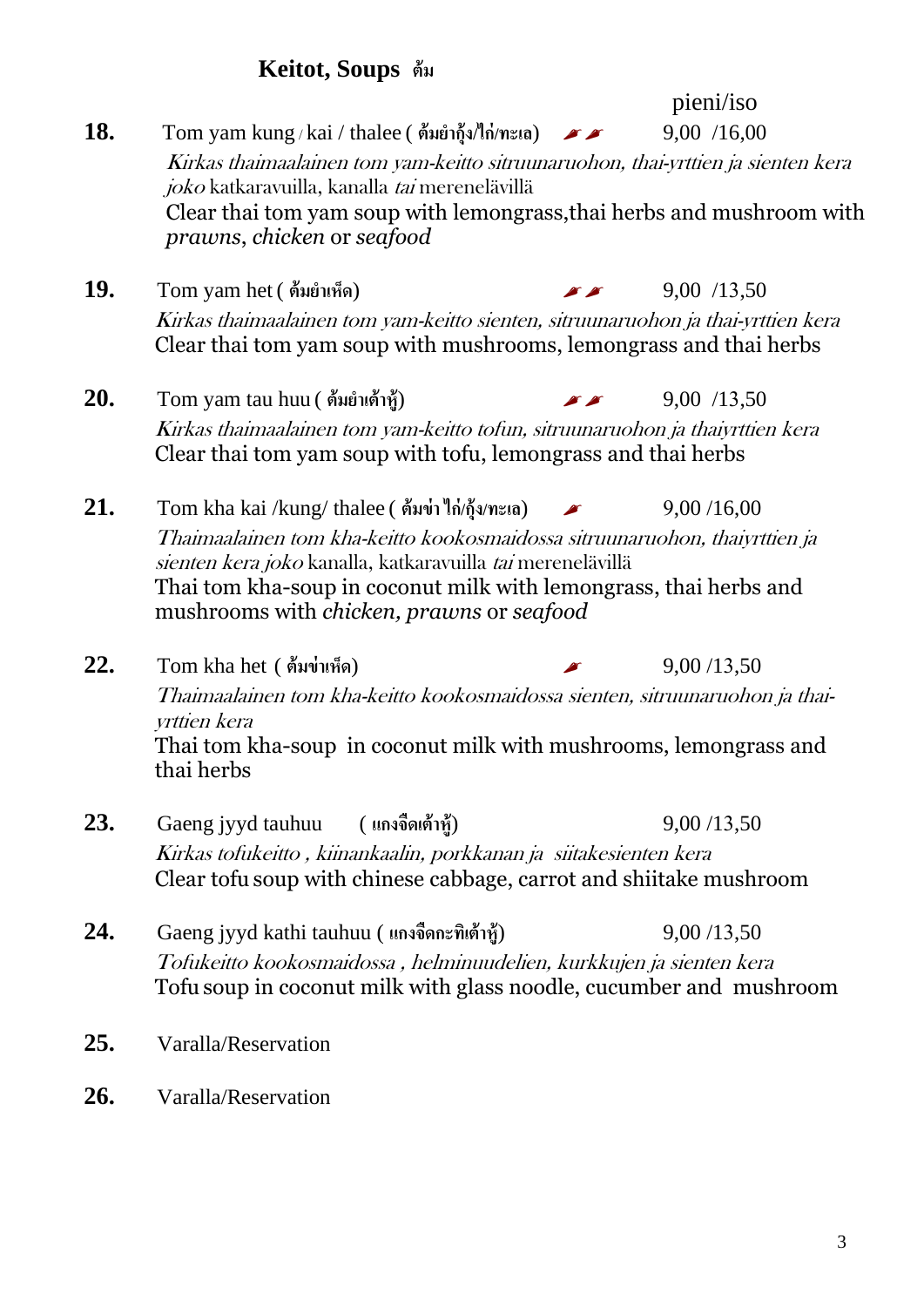## Keitot, Soups ต้ม

pieni/iso

**18.** Tom yam kung / kai / thalee ( ต้มยำกุ้ง/ไก่/ทะเล ) 🌶🌶 9,00 /16,00

*Kirkas thaimaalainen tom yam-keitto sitruunaruohon, thai-yrttien ja sienten kera joko* katkaravuilla, kanalla *tai* mereneläviillä

Clear thai tom yam soup with lemongrass,thai herbs and mushroom with *prawns*, *chicken* or *seafood*

**19.** Tom yam het ( ต้มยำเห็ด ) 🌶🌶 9,00 /13,50

*Kirkas thaimaalainen tom yam-keitto sienten, sitruunaruohon ja thai-yrttien kera*

Clear thai tom yam soup with mushrooms, lemongrass and thai herbs

**20.** Tom yam tau huu ( ต้มยำเต้าหู้ ) 🌶🌶 9,00 /13,50

*Kirkas thaimaalainen tom yam-keitto tofun, sitruunaruohon ja thaiyrttien kera*

Clear thai tom yam soup with tofu, lemongrass and thai herbs

**21.** Tom kha kai /kung/ thalee ( ต้มข่าไก่/กุ้ง/ทะเล ) 🌶 9,00 /16,00

*Thaimaalainen tom kha-keitto kookosmaidossa sitruunaruohon, thaiyrttien ja sienten kera joko* kanalla, katkaravuilla *tai* mereneläviillä

Thai tom kha-soup in coconut milk with lemongrass, thai herbs and mushrooms with *chicken, prawns* or *seafood*

**22.** Tom kha het ( ต้มข่าเห็ด ) 🌶 9,00 /13,50

*Thaimaalainen tom kha-keitto kookosmaidossa sienten, sitruunaruohon ja thai-yrttien kera*

Thai tom kha-soup in coconut milk with mushrooms, lemongrass and thai herbs

**23.** Gaeng jyyd tauhuu ( แกงจืดเต้าหู้ ) 9,00 /13,50

*Kirkas tofukeitto , kiinankaalin, porkkanan ja siitakesienten kera*

Clear tofu soup with chinese cabbage, carrot and shiitake mushroom

**24.** Gaeng jyyd kathi tauhuu ( แกงจืดกะทิเต้าหู้ ) 9,00 /13,50

*Tofukeitto kookosmaidossa , helminuudelien, kurkkujen ja sienten kera*

Tofu soup in coconut milk with glass noodle, cucumber and mushroom

**25.** Varalla/Reservation

**26.** Varalla/Reservation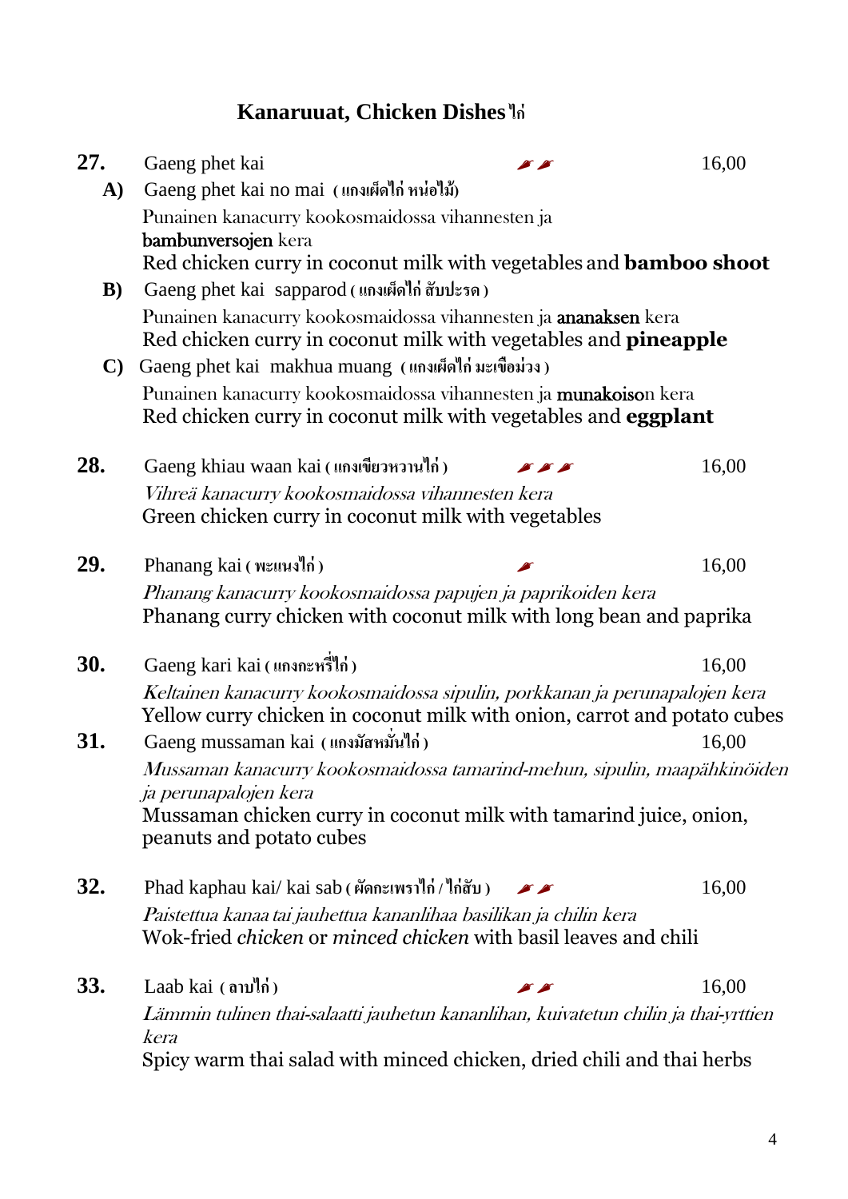## Kanaruuat, Chicken Dishes ไก่

**27.** Gaeng phet kai 🌶🌶 16,00

**A)** Gaeng phet kai no mai ( แกงเผ็ดไก่ หน่อไม้)

Punainen kanacurry kookosmaidossa vihannesten ja **bambunversojen** kera
Red chicken curry in coconut milk with vegetables and **bamboo shoot**

**B)** Gaeng phet kai sapparod ( แกงเผ็ดไก่ สับปะรด )

Punainen kanacurry kookosmaidossa vihannesten ja **ananaksen** kera
Red chicken curry in coconut milk with vegetables and **pineapple**

**C)** Gaeng phet kai makhua muang ( แกงเผ็ดไก่ มะเขือม่วง )

Punainen kanacurry kookosmaidossa vihannesten ja **munakoiso**n kera
Red chicken curry in coconut milk with vegetables and **eggplant**

**28.** Gaeng khiau waan kai ( แกงเขียวหวานไก่ ) 🌶🌶🌶 16,00

*Vihreä kanacurry kookosmaidossa vihannesten kera*
Green chicken curry in coconut milk with vegetables

**29.** Phanang kai ( พะแนงไก่ ) 🌶 16,00

*Phanang kanacurry kookosmaidossa papujen ja paprikoiden kera*
Phanang curry chicken with coconut milk with long bean and paprika

**30.** Gaeng kari kai ( แกงกะหรี่ไก่ ) 16,00

*Keltainen kanacurry kookosmaidossa sipulin, porkkanan ja perunapalojen kera*
Yellow curry chicken in coconut milk with onion, carrot and potato cubes

**31.** Gaeng mussaman kai ( แกงมัสหมั่นไก่ ) 16,00

*Mussaman kanacurry kookosmaidossa tamarind-mehun, sipulin, maapähkinöiden ja perunapalojen kera*
Mussaman chicken curry in coconut milk with tamarind juice, onion, peanuts and potato cubes

**32.** Phad kaphau kai/ kai sab ( ผัดกะเพราไก่ / ไก่สับ ) 🌶🌶 16,00

*Paistettua kanaa tai jauhettua kananlihaa basilikan ja chilin kera*
Wok-fried *chicken* or *minced chicken* with basil leaves and chili

**33.** Laab kai ( ลาบไก่ ) 🌶🌶 16,00

*Lämmin tulinen thai-salaatti jauhetun kananlihan, kuivatetun chilin ja thai-yrttien kera*
Spicy warm thai salad with minced chicken, dried chili and thai herbs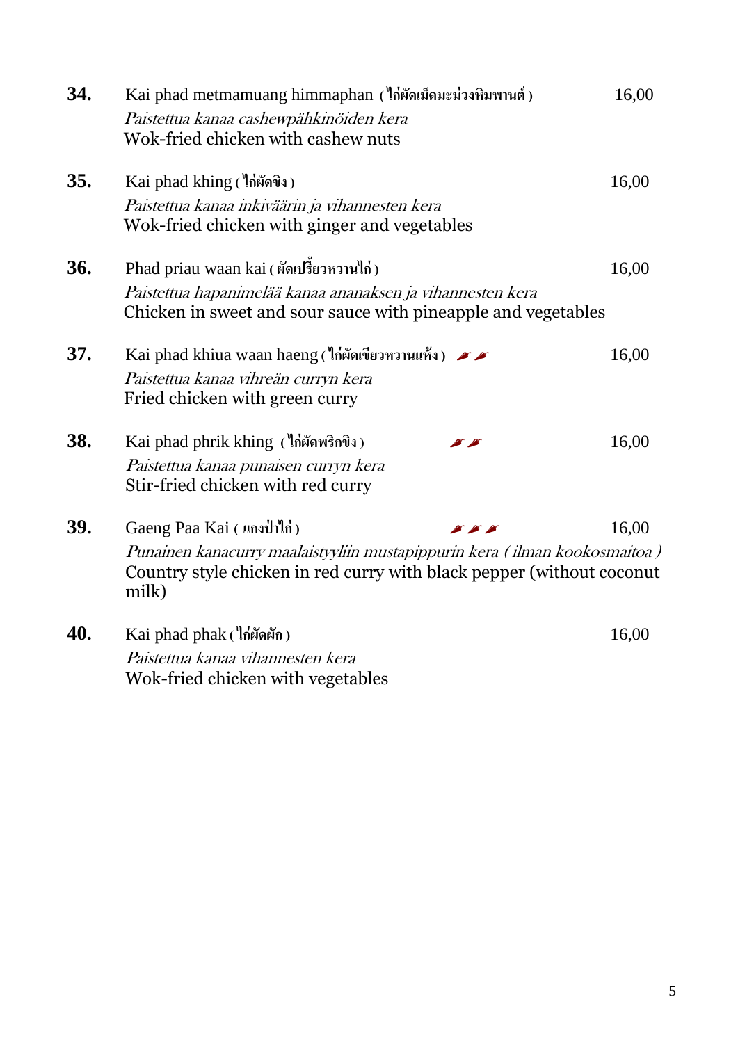**34.** Kai phad metmamuang himmaphan ( ไก่ผัดเม็ดมะม่วงหิมพานต์ ) 16,00

*Paistettua kanaa cashewpähkinöiden kera*
Wok-fried chicken with cashew nuts

**35.** Kai phad khing ( ไก่ผัดขิง ) 16,00

*Paistettua kanaa inkiväärin ja vihannesten kera*
Wok-fried chicken with ginger and vegetables

**36.** Phad priau waan kai ( ผัดเปรี้ยวหวานไก่ ) 16,00

*Paistettua hapanimelää kanaa ananaksen ja vihannesten kera*
Chicken in sweet and sour sauce with pineapple and vegetables

**37.** Kai phad khiua waan haeng ( ไก่ผัดเขียวหวานแห้ง ) 🌶🌶 16,00

*Paistettua kanaa vihreän curryn kera*
Fried chicken with green curry

**38.** Kai phad phrik khing ( ไก่ผัดพริกขิง ) 🌶🌶 16,00

*Paistettua kanaa punaisen curryn kera*
Stir-fried chicken with red curry

**39.** Gaeng Paa Kai ( แกงป่าไก่ ) 🌶🌶🌶 16,00

*Punainen kanacurry maalaistyyliin mustapippurin kera ( ilman kookosmaitoa )*
Country style chicken in red curry with black pepper (without coconut milk)

**40.** Kai phad phak ( ไก่ผัดผัก ) 16,00

*Paistettua kanaa vihannesten kera*
Wok-fried chicken with vegetables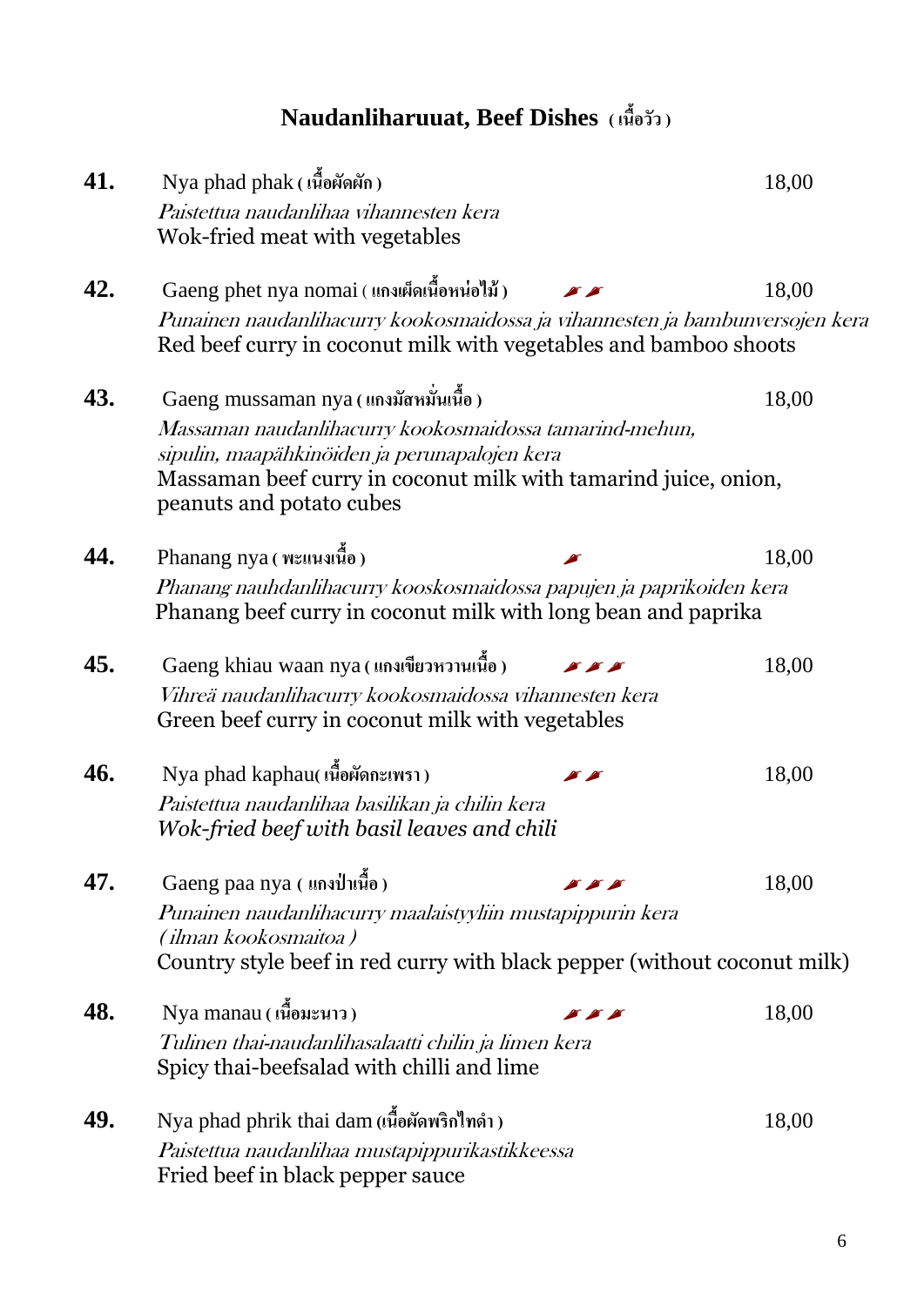## Naudanliharuuat, Beef Dishes ( เนื้อวัว )

**41.** Nya phad phak ( เนื้อผัดผัก ) 18,00
*Paistettua naudanlihaa vihannesten kera*
Wok-fried meat with vegetables

**42.** Gaeng phet nya nomai ( แกงเผ็ดเนื้อหน่อไม้ ) 🌶🌶 18,00
*Punainen naudanlihacurry kookosmaidossa ja vihannesten ja bambunversojen kera*
Red beef curry in coconut milk with vegetables and bamboo shoots

**43.** Gaeng mussaman nya ( แกงมัสหมั่นเนื้อ ) 18,00
*Massaman naudanlihacurry kookosmaidossa tamarind-mehun, sipulin, maapähkinöiden ja perunapalojen kera*
Massaman beef curry in coconut milk with tamarind juice, onion, peanuts and potato cubes

**44.** Phanang nya ( พะแนงเนื้อ ) 🌶 18,00
*Phanang nauhdanlihacurry kooskosmaidossa papujen ja paprikoiden kera*
Phanang beef curry in coconut milk with long bean and paprika

**45.** Gaeng khiau waan nya ( แกงเขียวหวานเนื้อ ) 🌶🌶🌶 18,00
*Vihreä naudanlihacurry kookosmaidossa vihannesten kera*
Green beef curry in coconut milk with vegetables

**46.** Nya phad kaphau( เนื้อผัดกะเพรา ) 🌶🌶 18,00
*Paistettua naudanlihaa basilikan ja chilin kera*
*Wok-fried beef with basil leaves and chili*

**47.** Gaeng paa nya ( แกงป่าเนื้อ ) 🌶🌶🌶 18,00
*Punainen naudanlihacurry maalaistyyliin mustapippurin kera ( ilman kookosmaitoa )*
Country style beef in red curry with black pepper (without coconut milk)

**48.** Nya manau ( เนื้อมะนาว ) 🌶🌶🌶 18,00
*Tulinen thai-naudanlihasalaatti chilin ja limen kera*
Spicy thai-beefsalad with chilli and lime

**49.** Nya phad phrik thai dam (เนื้อผัดพริกไทดำ ) 18,00
*Paistettua naudanlihaa mustapippurikastikkeessa*
Fried beef in black pepper sauce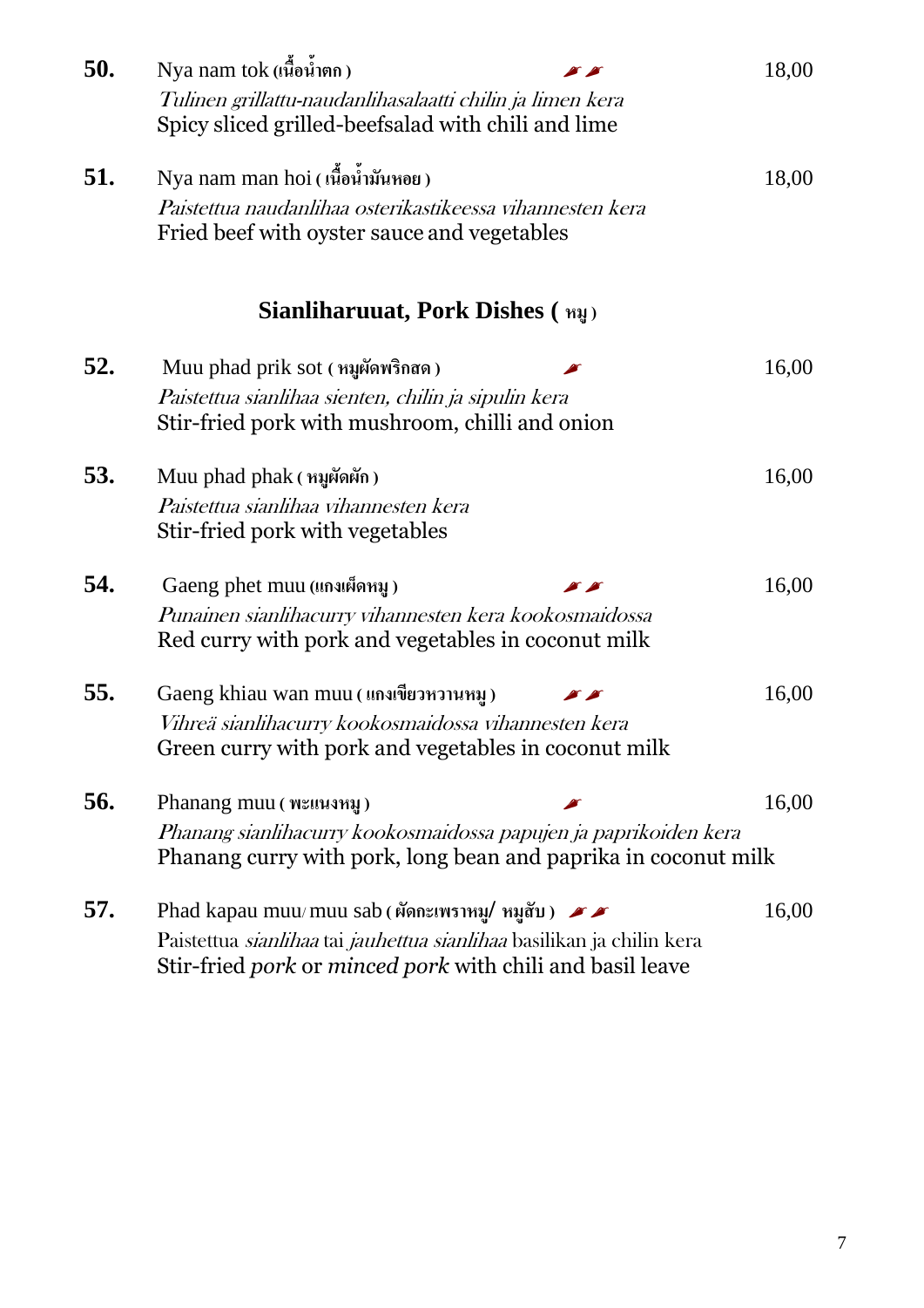**50.** Nya nam tok (เนื้อน้ำตก) 🌶🌶 18,00

*Tulinen grillattu-naudanlihasalaatti chilin ja limen kera*
Spicy sliced grilled-beefsalad with chili and lime

**51.** Nya nam man hoi ( เนื้อน้ำมันหอย ) 18,00

*Paistettua naudanlihaa osterikastikeessa vihannesten kera*
Fried beef with oyster sauce and vegetables

## Sianliharuuat, Pork Dishes ( หมู )

**52.** Muu phad prik sot ( หมูผัดพริกสด ) 🌶 16,00

*Paistettua sianlihaa sienten, chilin ja sipulin kera*
Stir-fried pork with mushroom, chilli and onion

**53.** Muu phad phak ( หมูผัดผัก ) 16,00

*Paistettua sianlihaa vihannesten kera*
Stir-fried pork with vegetables

**54.** Gaeng phet muu (แกงเผ็ดหมู ) 🌶🌶 16,00

*Punainen sianlihacurry vihannesten kera kookosmaidossa*
Red curry with pork and vegetables in coconut milk

**55.** Gaeng khiau wan muu ( แกงเขียวหวานหมู ) 🌶🌶 16,00

*Vihreä sianlihacurry kookosmaidossa vihannesten kera*
Green curry with pork and vegetables in coconut milk

**56.** Phanang muu ( พะแนงหมู ) 🌶 16,00

*Phanang sianlihacurry kookosmaidossa papujen ja paprikoiden kera*
Phanang curry with pork, long bean and paprika in coconut milk

**57.** Phad kapau muu/ muu sab ( ผัดกะเพราหมู/ หมูสับ ) 🌶🌶 16,00

Paistettua *sianlihaa* tai *jauhettua sianlihaa* basilikan ja chilin kera
Stir-fried *pork* or *minced pork* with chili and basil leave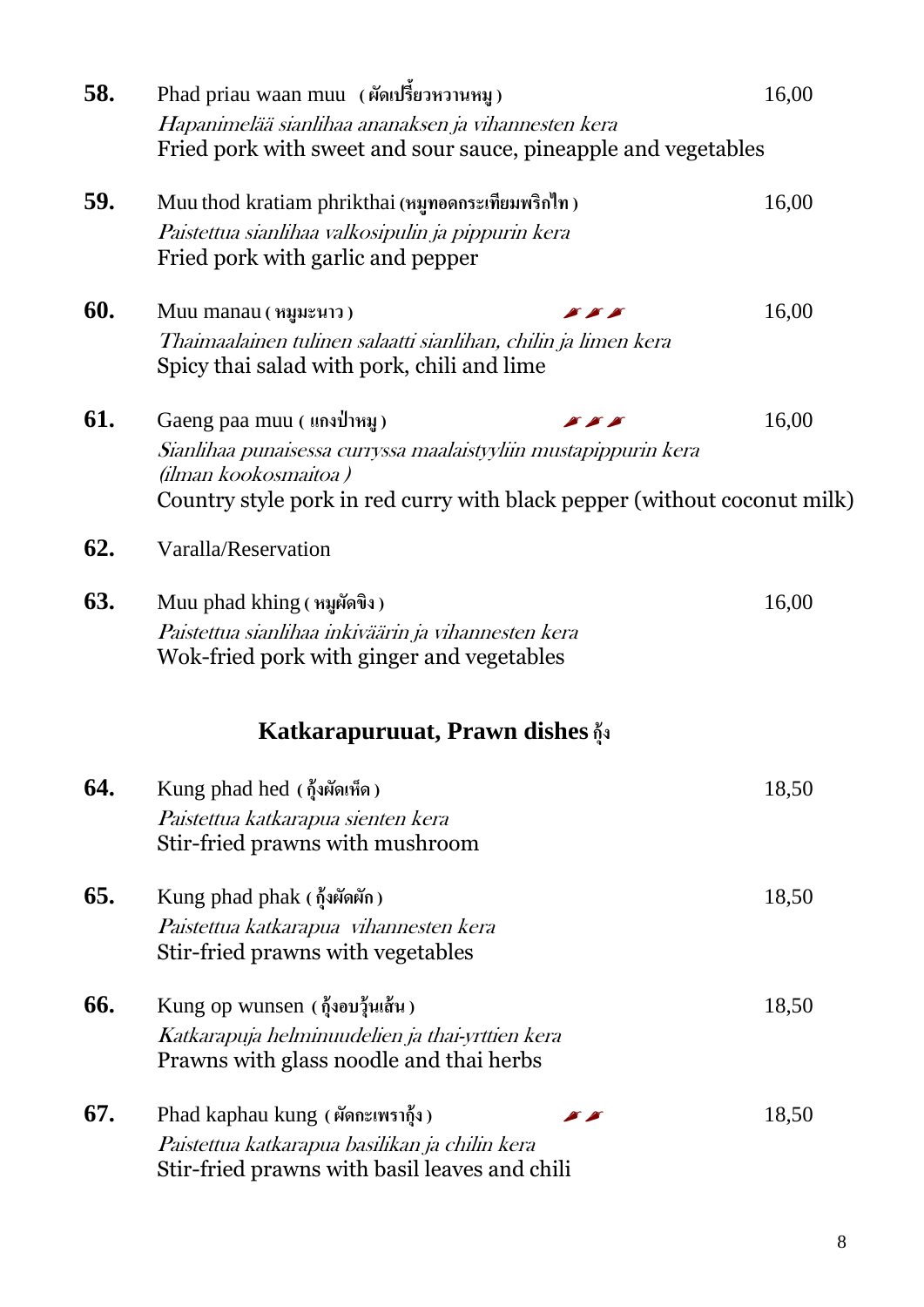**58.** Phad priau waan muu (ผัดเปรี้ยวหวานหมู) 16,00
*Hapanimelää sianlihaa ananaksen ja vihannesten kera*
Fried pork with sweet and sour sauce, pineapple and vegetables

**59.** Muu thod kratiam phrikthai (หมูทอดกระเทียมพริกไท) 16,00
*Paistettua sianlihaa valkosipulin ja pippurin kera*
Fried pork with garlic and pepper

**60.** Muu manau (หมูมะนาว) 🌶🌶🌶 16,00
*Thaimaalainen tulinen salaatti sianlihan, chilin ja limen kera*
Spicy thai salad with pork, chili and lime

**61.** Gaeng paa muu (แกงป่าหมู) 🌶🌶🌶 16,00
*Sianlihaa punaisessa curryssa maalaistyyliin mustapippurin kera (ilman kookosmaitoa)*
Country style pork in red curry with black pepper (without coconut milk)

**62.** Varalla/Reservation

**63.** Muu phad khing (หมูผัดขิง) 16,00
*Paistettua sianlihaa inkiväärin ja vihannesten kera*
Wok-fried pork with ginger and vegetables

## Katkarapuruuat, Prawn dishes กุ้ง

**64.** Kung phad hed (กุ้งผัดเห็ด) 18,50
*Paistettua katkarapua sienten kera*
Stir-fried prawns with mushroom

**65.** Kung phad phak (กุ้งผัดผัก) 18,50
*Paistettua katkarapua vihannesten kera*
Stir-fried prawns with vegetables

**66.** Kung op wunsen (กุ้งอบวุ้นเส้น) 18,50
*Katkarapuja helminuudelien ja thai-yrttien kera*
Prawns with glass noodle and thai herbs

**67.** Phad kaphau kung (ผัดกะเพรากุ้ง) 🌶🌶 18,50
*Paistettua katkarapua basilikan ja chilin kera*
Stir-fried prawns with basil leaves and chili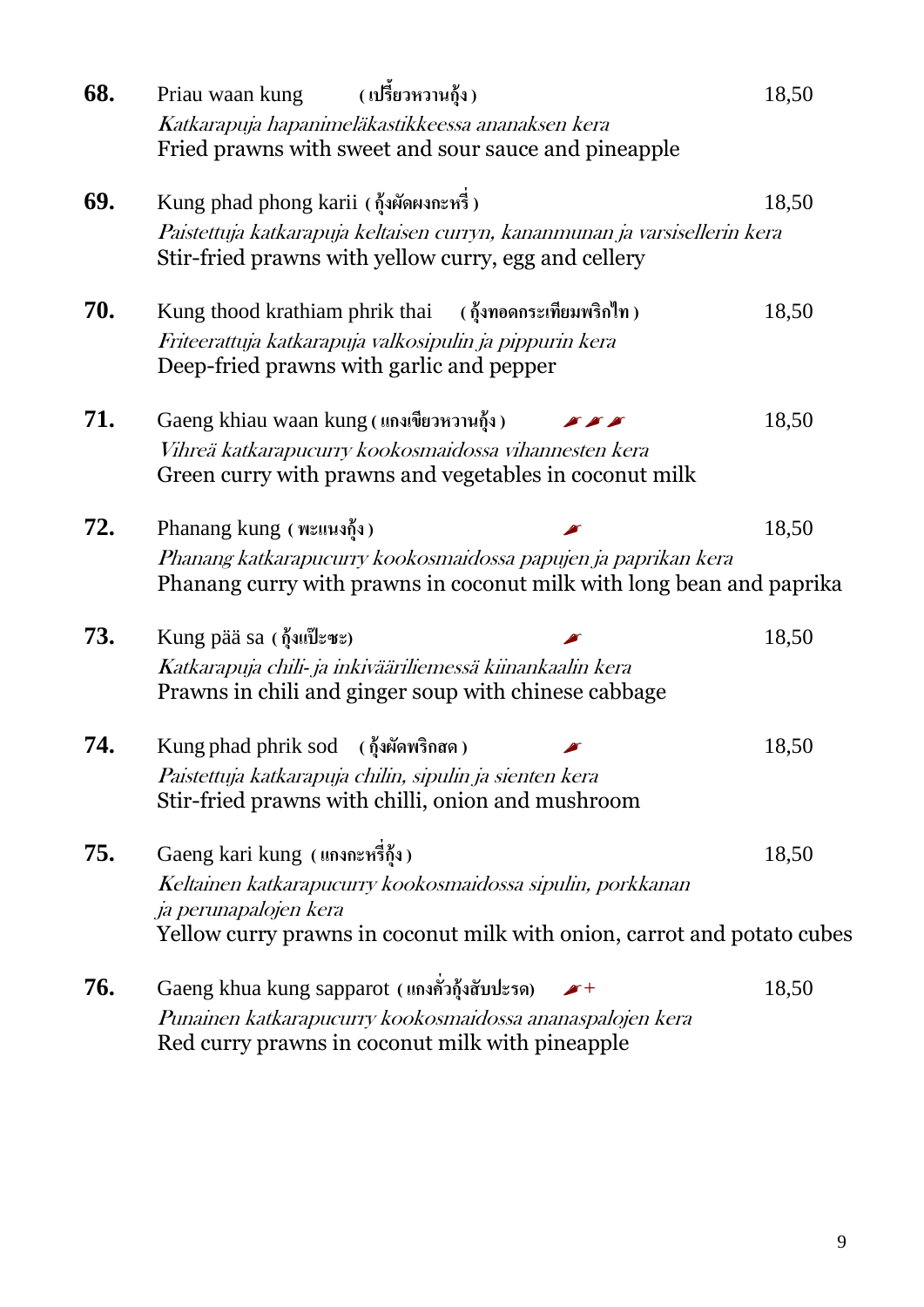**68.** Priau waan kung (เปรี้ยวหวานกุ้ง) 18,50
*Katkarapuja hapanimeläkastikkeessa ananaksen kera*
Fried prawns with sweet and sour sauce and pineapple

**69.** Kung phad phong karii (กุ้งผัดผงกะหรี่) 18,50
*Paistettuja katkarapuja keltaisen curryn, kananmunan ja varsisellerin kera*
Stir-fried prawns with yellow curry, egg and cellery

**70.** Kung thood krathiam phrik thai (กุ้งทอดกระเทียมพริกไท) 18,50
*Friteerattuja katkarapuja valkosipulin ja pippurin kera*
Deep-fried prawns with garlic and pepper

**71.** Gaeng khiau waan kung (แกงเขียวหวานกุ้ง) 🌶🌶🌶 18,50
*Vihreä katkarapucurry kookosmaidossa vihannesten kera*
Green curry with prawns and vegetables in coconut milk

**72.** Phanang kung (พะแนงกุ้ง) 🌶 18,50
*Phanang katkarapucurry kookosmaidossa papujen ja paprikan kera*
Phanang curry with prawns in coconut milk with long bean and paprika

**73.** Kung pää sa (กุ้งแป๊ะซะ) 🌶 18,50
*Katkarapuja chili- ja inkivääriliemessä kiinankaalin kera*
Prawns in chili and ginger soup with chinese cabbage

**74.** Kung phad phrik sod (กุ้งผัดพริกสด) 🌶 18,50
*Paistettuja katkarapuja chilin, sipulin ja sienten kera*
Stir-fried prawns with chilli, onion and mushroom

**75.** Gaeng kari kung (แกงกะหรี่กุ้ง) 18,50
*Keltainen katkarapucurry kookosmaidossa sipulin, porkkanan ja perunapalojen kera*
Yellow curry prawns in coconut milk with onion, carrot and potato cubes

**76.** Gaeng khua kung sapparot (แกงคั่วกุ้งสับปะรด) 🌶+ 18,50
*Punainen katkarapucurry kookosmaidossa ananaspalojen kera*
Red curry prawns in coconut milk with pineapple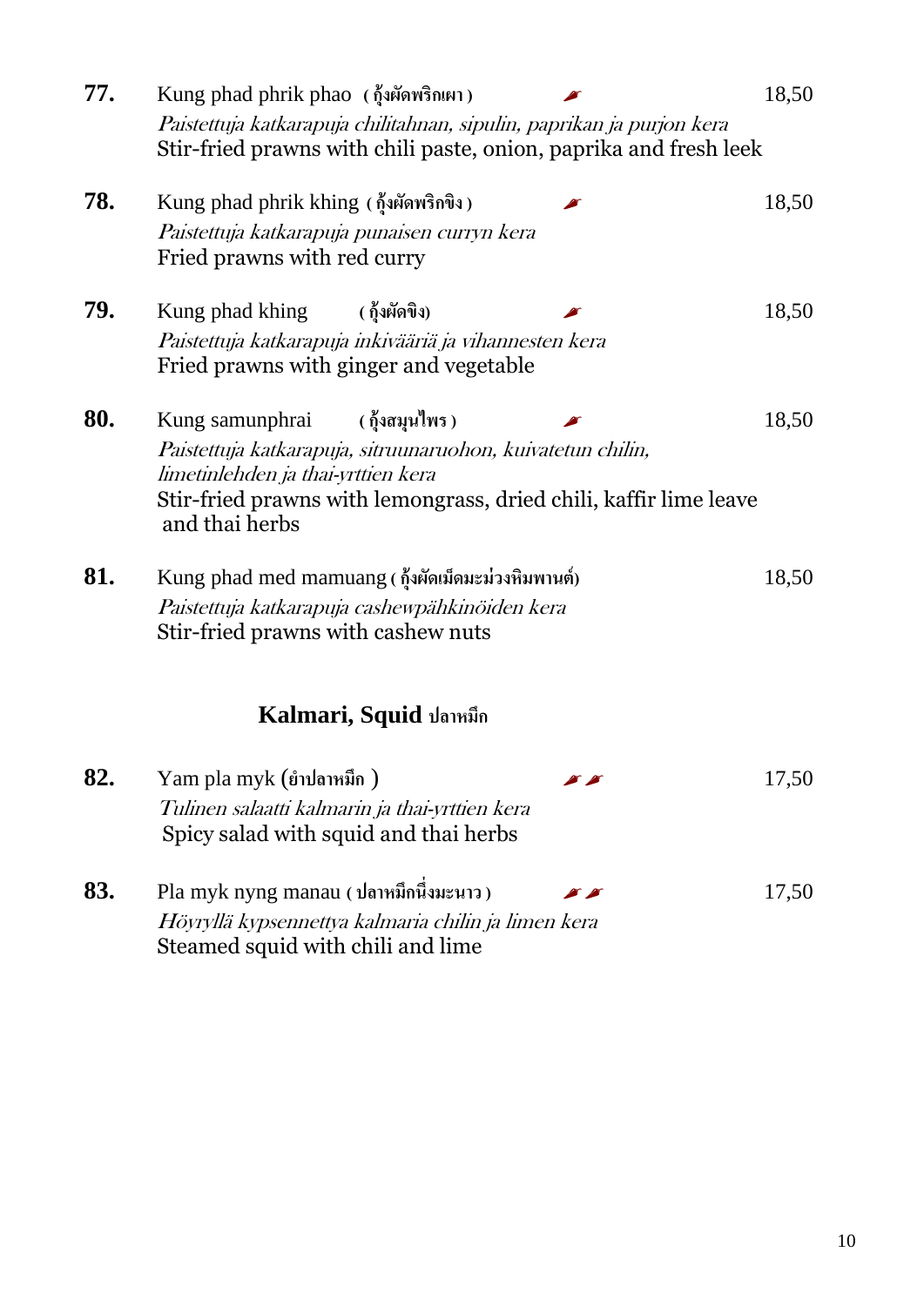**77.** Kung phad phrik phao ( กุ้งผัดพริกเผา ) 🌶 18,50

*Paistettuja katkarapuja chilitahnan, sipulin, paprikan ja purjon kera*

Stir-fried prawns with chili paste, onion, paprika and fresh leek

**78.** Kung phad phrik khing ( กุ้งผัดพริกขิง ) 🌶 18,50

*Paistettuja katkarapuja punaisen curryn kera*

Fried prawns with red curry

**79.** Kung phad khing ( กุ้งผัดขิง) 🌶 18,50

*Paistettuja katkarapuja inkivääriä ja vihannesten kera*

Fried prawns with ginger and vegetable

**80.** Kung samunphrai ( กุ้งสมุนไพร ) 🌶 18,50

*Paistettuja katkarapuja, sitruunaruohon, kuivatetun chilin, limetinlehden ja thai-yrttien kera*

Stir-fried prawns with lemongrass, dried chili, kaffir lime leave and thai herbs

**81.** Kung phad med mamuang ( กุ้งผัดเม็ดมะม่วงหิมพานต์) 18,50

*Paistettuja katkarapuja cashewpähkinöiden kera*

Stir-fried prawns with cashew nuts

## Kalmari, Squid ปลาหมึก

**82.** Yam pla myk (ยำปลาหมึก ) 🌶🌶 17,50

*Tulinen salaatti kalmarin ja thai-yrttien kera*

Spicy salad with squid and thai herbs

**83.** Pla myk nyng manau ( ปลาหมึกนึ่งมะนาว ) 🌶🌶 17,50

*Höyryllä kypsennettya kalmaria chilin ja limen kera*

Steamed squid with chili and lime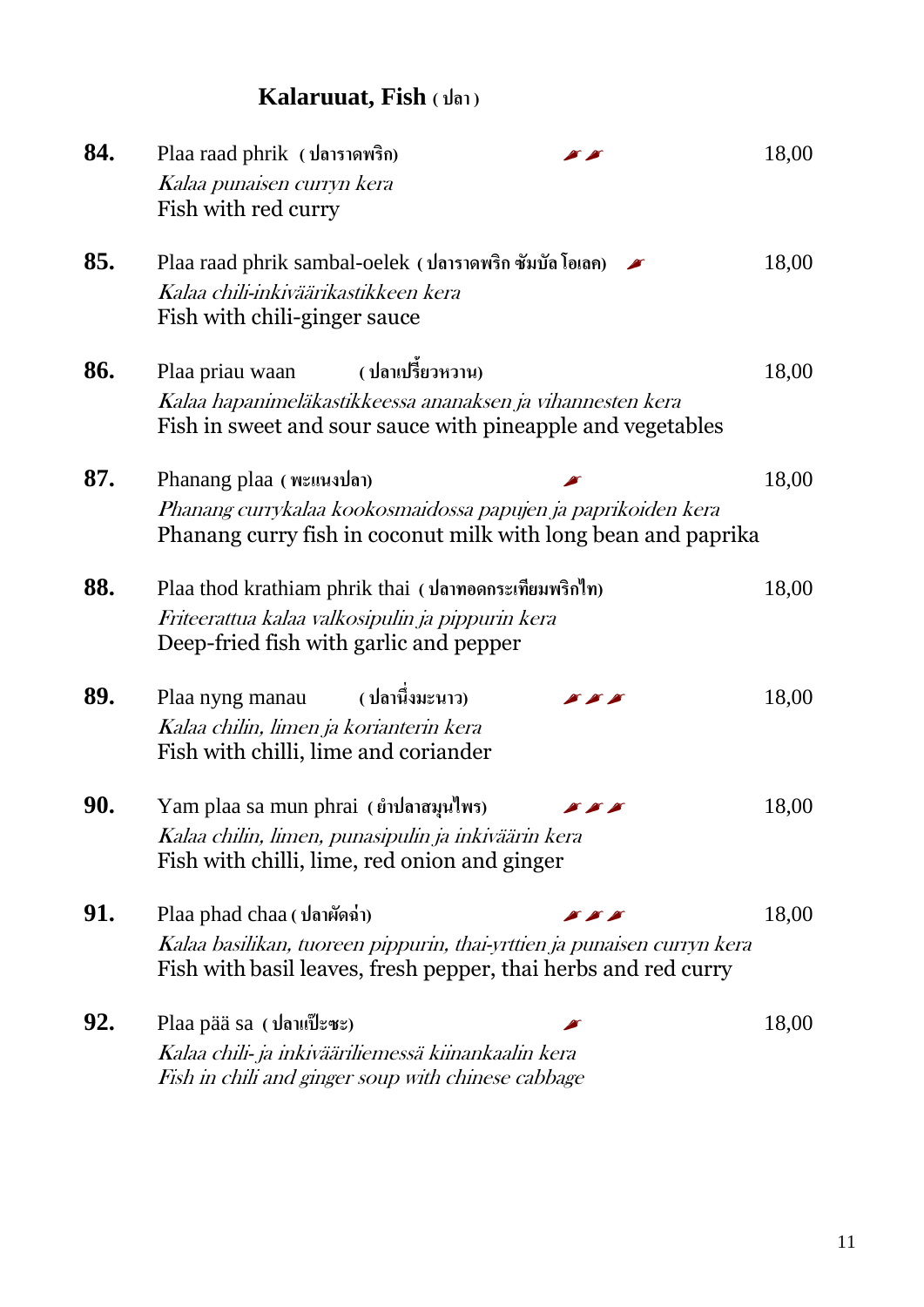## Kalaruuat, Fish ( ปลา )

**84.** Plaa raad phrik ( ปลาราดพริก ) 🌶🌶 — 18,00
*Kalaa punaisen curryn kera*
Fish with red curry

**85.** Plaa raad phrik sambal-oelek ( ปลาราดพริก ซัมบัล โอเลค ) 🌶 — 18,00
*Kalaa chili-inkiväärikastikkeen kera*
Fish with chili-ginger sauce

**86.** Plaa priau waan ( ปลาเปรี้ยวหวาน ) — 18,00
*Kalaa hapanimeläkastikkeessa ananaksen ja vihannesten kera*
Fish in sweet and sour sauce with pineapple and vegetables

**87.** Phanang plaa ( พะแนงปลา ) 🌶 — 18,00
*Phanang currykalaa kookosmaidossa papujen ja paprikoiden kera*
Phanang curry fish in coconut milk with long bean and paprika

**88.** Plaa thod krathiam phrik thai ( ปลาทอดกระเทียมพริกไท ) — 18,00
*Friteerattua kalaa valkosipulin ja pippurin kera*
Deep-fried fish with garlic and pepper

**89.** Plaa nyng manau ( ปลานึ่งมะนาว ) 🌶🌶🌶 — 18,00
*Kalaa chilin, limen ja korianterin kera*
Fish with chilli, lime and coriander

**90.** Yam plaa sa mun phrai ( ยำปลาสมุนไพร ) 🌶🌶🌶 — 18,00
*Kalaa chilin, limen, punasipulin ja inkiväärin kera*
Fish with chilli, lime, red onion and ginger

**91.** Plaa phad chaa ( ปลาผัดฉ่า ) 🌶🌶🌶 — 18,00
*Kalaa basilikan, tuoreen pippurin, thai-yrttien ja punaisen curryn kera*
Fish with basil leaves, fresh pepper, thai herbs and red curry

**92.** Plaa pää sa ( ปลาแป๊ะซะ ) 🌶 — 18,00
*Kalaa chili- ja inkivääriliemessä kiinankaalin kera*
*Fish in chili and ginger soup with chinese cabbage*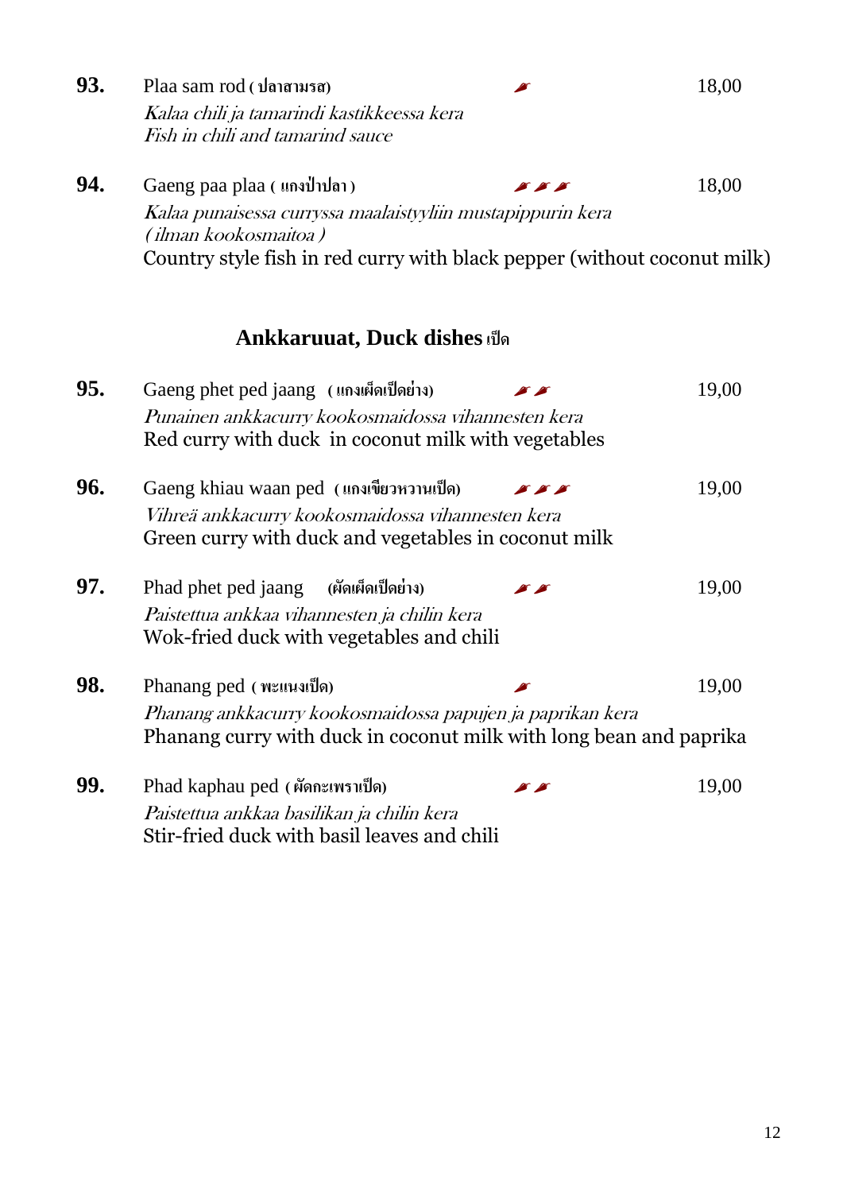**93.** Plaa sam rod **( ปลาสามรส)** 🌶 18,00

*Kalaa chili ja tamarindi kastikkeessa kera*
*Fish in chili and tamarind sauce*

**94.** Gaeng paa plaa **( แกงป่าปลา )** 🌶🌶🌶 18,00

*Kalaa punaisessa curryssa maalaistyyliin mustapippurin kera*
*( ilman kookosmaitoa )*
Country style fish in red curry with black pepper (without coconut milk)

## Ankkaruuat, Duck dishes เป็ด

**95.** Gaeng phet ped jaang **(แกงเผ็ดเป็ดย่าง)** 🌶🌶 19,00

*Punainen ankkacurry kookosmaidossa vihannesten kera*
Red curry with duck in coconut milk with vegetables

**96.** Gaeng khiau waan ped **(แกงเขียวหวานเป็ด)** 🌶🌶🌶 19,00

*Vihreä ankkacurry kookosmaidossa vihannesten kera*
Green curry with duck and vegetables in coconut milk

**97.** Phad phet ped jaang **(ผัดเผ็ดเป็ดย่าง)** 🌶🌶 19,00

*Paistettua ankkaa vihannesten ja chilin kera*
Wok-fried duck with vegetables and chili

**98.** Phanang ped **( พะแนงเป็ด)** 🌶 19,00

*Phanang ankkacurry kookosmaidossa papujen ja paprikan kera*
Phanang curry with duck in coconut milk with long bean and paprika

**99.** Phad kaphau ped **(ผัดกะเพราเป็ด)** 🌶🌶 19,00

*Paistettua ankkaa basilikan ja chilin kera*
Stir-fried duck with basil leaves and chili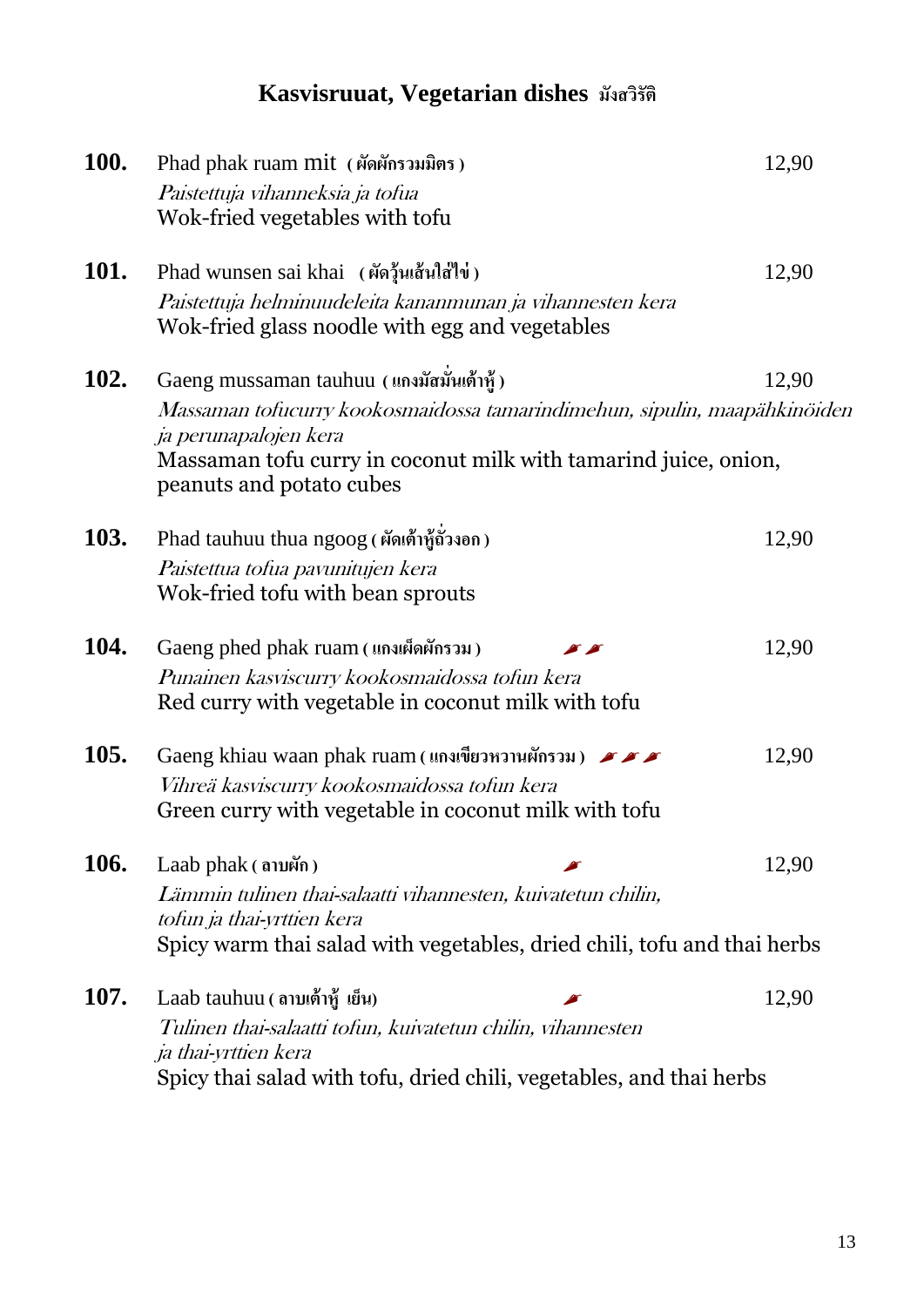# Kasvisruuat, Vegetarian dishes มังสวิรัติ

**100.** Phad phak ruam mit (ผัดผักรวมมิตร) — 12,90
*Paistettuja vihanneksia ja tofua*
Wok-fried vegetables with tofu

**101.** Phad wunsen sai khai (ผัดวุ้นเส้นใส่ไข่) — 12,90
*Paistettuja helminuudeleita kananmunan ja vihannesten kera*
Wok-fried glass noodle with egg and vegetables

**102.** Gaeng mussaman tauhuu (แกงมัสมั่นเต้าหู้) — 12,90
*Massaman tofucurry kookosmaidossa tamarindimehun, sipulin, maapähkinöiden ja perunapalojen kera*
Massaman tofu curry in coconut milk with tamarind juice, onion, peanuts and potato cubes

**103.** Phad tauhuu thua ngoog (ผัดเต้าหู้ถั่วงอก) — 12,90
*Paistettua tofua pavunitujen kera*
Wok-fried tofu with bean sprouts

**104.** Gaeng phed phak ruam (แกงเผ็ดผักรวม) 🌶🌶 — 12,90
*Punainen kasviscurry kookosmaidossa tofun kera*
Red curry with vegetable in coconut milk with tofu

**105.** Gaeng khiau waan phak ruam (แกงเขียวหวานผักรวม) 🌶🌶🌶 — 12,90
*Vihreä kasviscurry kookosmaidossa tofun kera*
Green curry with vegetable in coconut milk with tofu

**106.** Laab phak (ลาบผัก) 🌶 — 12,90
*Lämmin tulinen thai-salaatti vihannesten, kuivatetun chilin, tofun ja thai-yrttien kera*
Spicy warm thai salad with vegetables, dried chili, tofu and thai herbs

**107.** Laab tauhuu (ลาบเต้าหู้ เย็น) 🌶 — 12,90
*Tulinen thai-salaatti tofun, kuivatetun chilin, vihannesten ja thai-yrttien kera*
Spicy thai salad with tofu, dried chili, vegetables, and thai herbs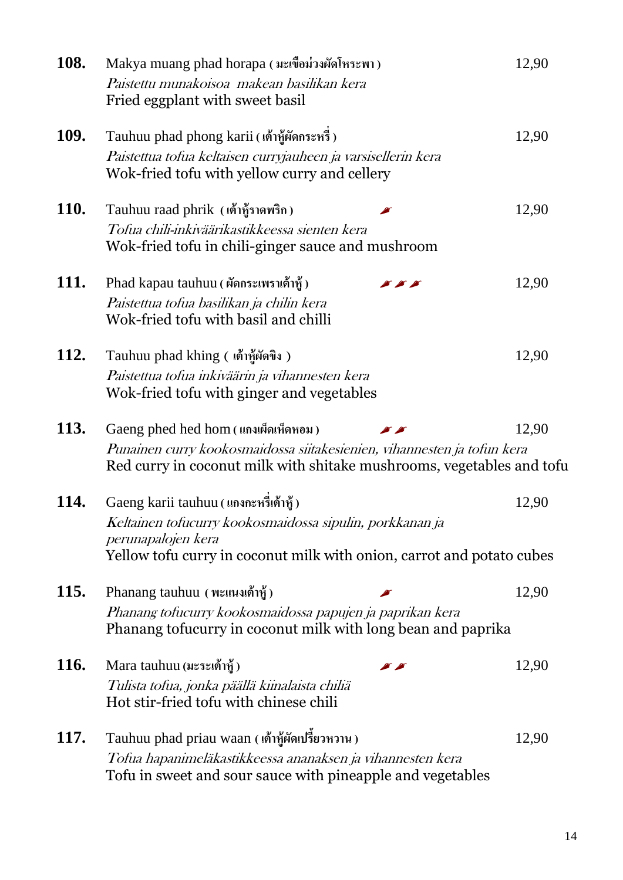**108.** Makya muang phad horapa ( มะเขือม่วงผัดโหระพา ) — 12,90
*Paistettu munakoisoa makean basilikan kera*
Fried eggplant with sweet basil

**109.** Tauhuu phad phong karii ( เต้าหู้ผัดกระหรี่ ) — 12,90
*Paistettua tofua keltaisen curryjauheen ja varsisellerin kera*
Wok-fried tofu with yellow curry and cellery

**110.** Tauhuu raad phrik ( เต้าหู้ราดพริก ) 🌶 — 12,90
*Tofua chili-inkiväärikastikkeessa sienten kera*
Wok-fried tofu in chili-ginger sauce and mushroom

**111.** Phad kapau tauhuu ( ผัดกระเพราเต้าหู้ ) 🌶🌶🌶 — 12,90
*Paistettua tofua basilikan ja chilin kera*
Wok-fried tofu with basil and chilli

**112.** Tauhuu phad khing ( เต้าหู้ผัดขิง ) — 12,90
*Paistettua tofua inkiväärin ja vihannesten kera*
Wok-fried tofu with ginger and vegetables

**113.** Gaeng phed hed hom ( แกงเผ็ดเห็ดหอม ) 🌶🌶 — 12,90
*Punainen curry kookosmaidossa siitakesienien, vihannesten ja tofun kera*
Red curry in coconut milk with shitake mushrooms, vegetables and tofu

**114.** Gaeng karii tauhuu ( แกงกะหรี่เต้าหู้ ) — 12,90
*Keltainen tofucurry kookosmaidossa sipulin, porkkanan ja perunapalojen kera*
Yellow tofu curry in coconut milk with onion, carrot and potato cubes

**115.** Phanang tauhuu ( พะแนงเต้าหู้ ) 🌶 — 12,90
*Phanang tofucurry kookosmaidossa papujen ja paprikan kera*
Phanang tofucurry in coconut milk with long bean and paprika

**116.** Mara tauhuu (มะระเต้าหู้ ) 🌶🌶 — 12,90
*Tulista tofua, jonka päällä kiinalaista chiliä*
Hot stir-fried tofu with chinese chili

**117.** Tauhuu phad priau waan ( เต้าหู้ผัดเปรี้ยวหวาน ) — 12,90
*Tofua hapanimeläkastikkeessa ananaksen ja vihannesten kera*
Tofu in sweet and sour sauce with pineapple and vegetables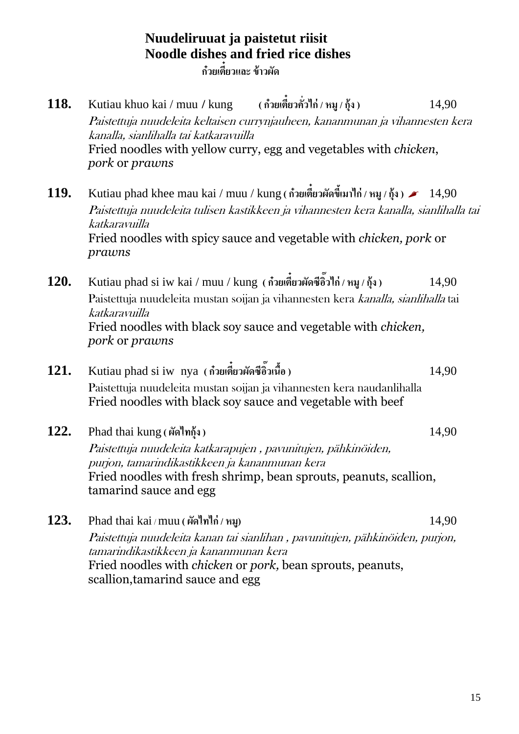# Nuudeliruuat ja paistetut riisit
# Noodle dishes and fried rice dishes
ก๋วยเตี๋ยวและ ข้าวผัด

**118.** Kutiau khuo kai / muu / kung (ก๋วยเตี๋ยวคั่วไก่ / หมู / กุ้ง) 14,90
*Paistettuja nuudeleita keltaisen currynjauheen, kananmunan ja vihannesten kera kanalla, sianlihalla tai katkaravuilla*
Fried noodles with yellow curry, egg and vegetables with *chicken*, *pork* or *prawns*

**119.** Kutiau phad khee mau kai / muu / kung (ก๋วยเตี๋ยวผัดขี้เมาไก่ / หมู / กุ้ง) 🌶 14,90
*Paistettuja nuudeleita tulisen kastikkeen ja vihannesten kera kanalla, sianlihalla tai katkaravuilla*
Fried noodles with spicy sauce and vegetable with *chicken, pork* or *prawns*

**120.** Kutiau phad si iw kai / muu / kung (ก๋วยเตี๋ยวผัดซีอิ๊วไก่ / หมู / กุ้ง) 14,90
Paistettuja nuudeleita mustan soijan ja vihannesten kera *kanalla, sianlihalla* tai *katkaravuilla*
Fried noodles with black soy sauce and vegetable with *chicken, pork* or *prawns*

**121.** Kutiau phad si iw nya (ก๋วยเตี๋ยวผัดซีอิ๊วเนื้อ) 14,90
Paistettuja nuudeleita mustan soijan ja vihannesten kera naudanlihalla
Fried noodles with black soy sauce and vegetable with beef

**122.** Phad thai kung (ผัดไทกุ้ง) 14,90
*Paistettuja nuudeleita katkarapujen , pavunitujen, pähkinöiden, purjon, tamarindikastikkeen ja kananmunan kera*
Fried noodles with fresh shrimp, bean sprouts, peanuts, scallion, tamarind sauce and egg

**123.** Phad thai kai / muu (ผัดไทไก่ / หมู) 14,90
*Paistettuja nuudeleita kanan tai sianlihan , pavunitujen, pähkinöiden, purjon, tamarindikastikkeen ja kananmunan kera*
Fried noodles with *chicken* or *pork,* bean sprouts, peanuts, scallion,tamarind sauce and egg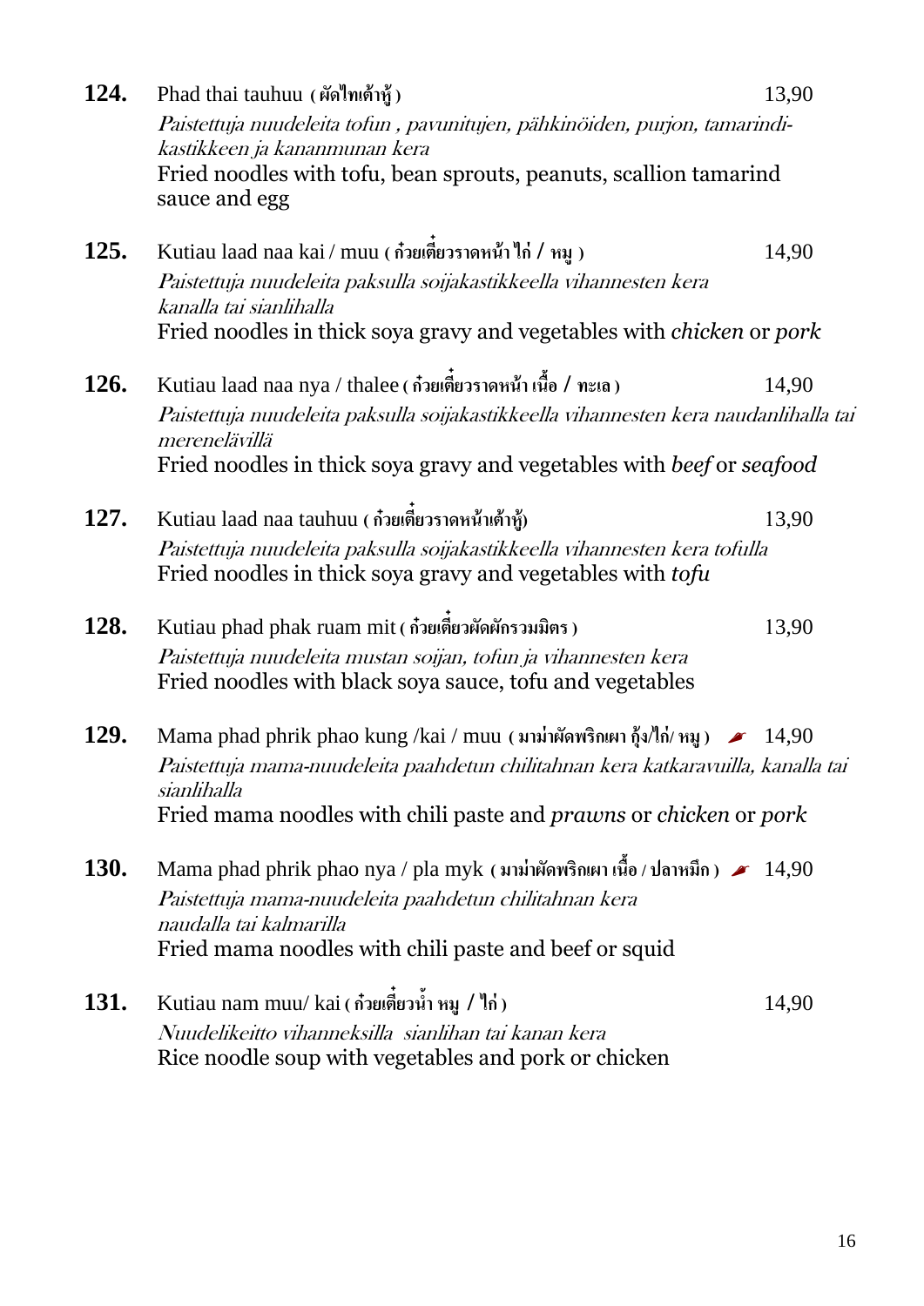**124.** Phad thai tauhuu (ผัดไทเต้าหู้) 13,90

*Paistettuja nuudeleita tofun , pavunitujen, pähkinöiden, purjon, tamarindi-kastikkeen ja kananmunan kera*

Fried noodles with tofu, bean sprouts, peanuts, scallion tamarind sauce and egg

**125.** Kutiau laad naa kai / muu (ก๋วยเตี๋ยวราดหน้า ไก่ / หมู) 14,90

*Paistettuja nuudeleita paksulla soijakastikkeella vihannesten kera kanalla tai sianlihalla*

Fried noodles in thick soya gravy and vegetables with *chicken* or *pork*

**126.** Kutiau laad naa nya / thalee (ก๋วยเตี๋ยวราดหน้า เนื้อ / ทะเล) 14,90

*Paistettuja nuudeleita paksulla soijakastikkeella vihannesten kera naudanlihalla tai merenelävillä*

Fried noodles in thick soya gravy and vegetables with *beef* or *seafood*

**127.** Kutiau laad naa tauhuu (ก๋วยเตี๋ยวราดหน้าเต้าหู้) 13,90

*Paistettuja nuudeleita paksulla soijakastikkeella vihannesten kera tofulla*

Fried noodles in thick soya gravy and vegetables with *tofu*

**128.** Kutiau phad phak ruam mit (ก๋วยเตี๋ยวผัดผักรวมมิตร) 13,90

*Paistettuja nuudeleita mustan soijan, tofun ja vihannesten kera*

Fried noodles with black soya sauce, tofu and vegetables

**129.** Mama phad phrik phao kung /kai / muu (มาม่าผัดพริกเผา กุ้ง/ไก่/ หมู) 🌶 14,90

*Paistettuja mama-nuudeleita paahdetun chilitahnan kera katkaravuilla, kanalla tai sianlihalla*

Fried mama noodles with chili paste and *prawns* or *chicken* or *pork*

**130.** Mama phad phrik phao nya / pla myk (มาม่าผัดพริกเผา เนื้อ / ปลาหมึก) 🌶 14,90

*Paistettuja mama-nuudeleita paahdetun chilitahnan kera naudalla tai kalmarilla*

Fried mama noodles with chili paste and beef or squid

**131.** Kutiau nam muu/ kai (ก๋วยเตี๋ยวน้ำ หมู / ไก่) 14,90

*Nuudelikeitto vihanneksilla sianlihan tai kanan kera*

Rice noodle soup with vegetables and pork or chicken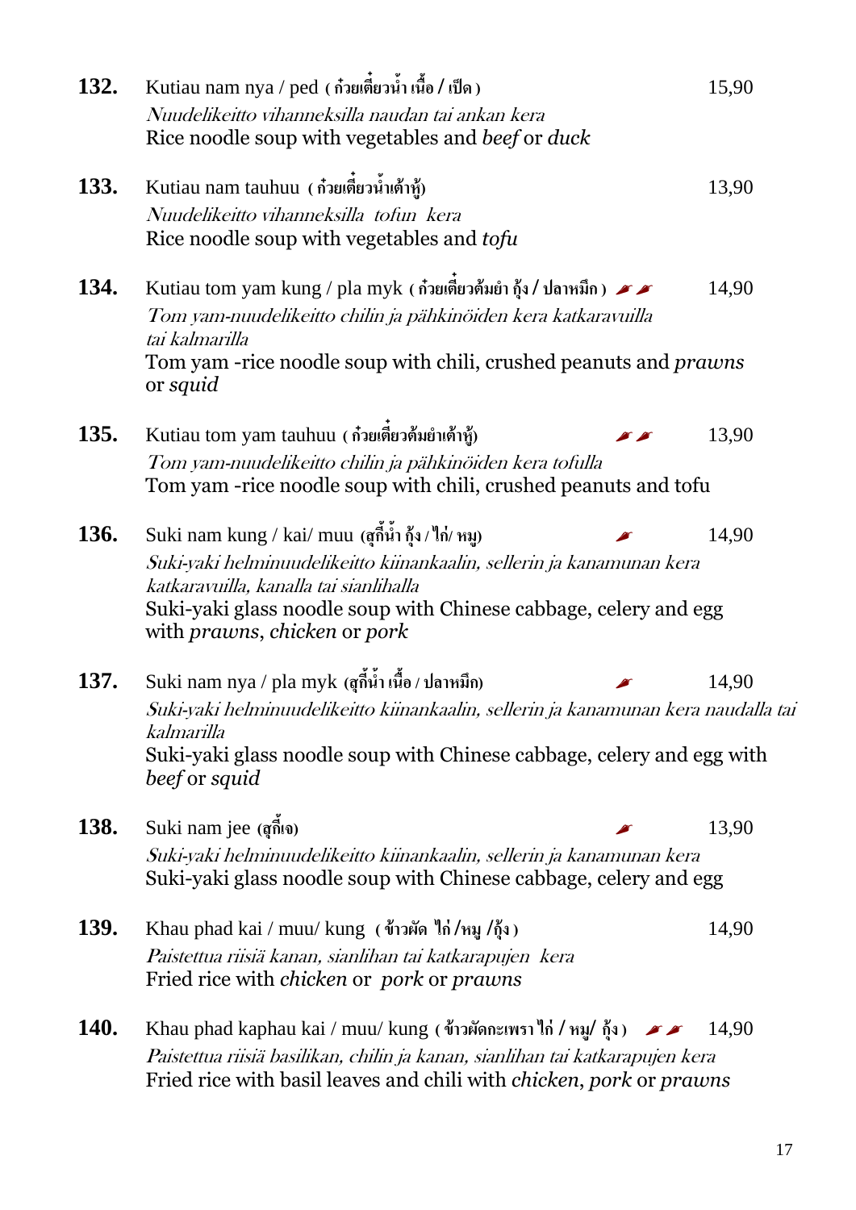**132.** Kutiau nam nya / ped (ก๋วยเตี๋ยวน้ำ เนื้อ / เป็ด) 15,90
*Nuudelikeitto vihanneksilla naudan tai ankan kera*
Rice noodle soup with vegetables and *beef* or *duck*

**133.** Kutiau nam tauhuu (ก๋วยเตี๋ยวน้ำเต้าหู้) 13,90
*Nuudelikeitto vihanneksilla tofun kera*
Rice noodle soup with vegetables and *tofu*

**134.** Kutiau tom yam kung / pla myk (ก๋วยเตี๋ยวต้มยำ กุ้ง / ปลาหมึก) 🌶🌶 14,90
*Tom yam-nuudelikeitto chilin ja pähkinöiden kera katkaravuilla tai kalmarilla*
Tom yam -rice noodle soup with chili, crushed peanuts and *prawns* or *squid*

**135.** Kutiau tom yam tauhuu (ก๋วยเตี๋ยวต้มยำเต้าหู้) 🌶🌶 13,90
*Tom yam-nuudelikeitto chilin ja pähkinöiden kera tofulla*
Tom yam -rice noodle soup with chili, crushed peanuts and tofu

**136.** Suki nam kung / kai/ muu (สุกี้น้ำ กุ้ง / ไก่/ หมู) 🌶 14,90
*Suki-yaki helminuudelikeitto kiinankaalin, sellerin ja kananmunan kera katkaravuilla, kanalla tai sianlihalla*
Suki-yaki glass noodle soup with Chinese cabbage, celery and egg with *prawns*, *chicken* or *pork*

**137.** Suki nam nya / pla myk (สุกี้น้ำ เนื้อ / ปลาหมึก) 🌶 14,90
*Suki-yaki helminuudelikeitto kiinankaalin, sellerin ja kananmunan kera naudalla tai kalmarilla*
Suki-yaki glass noodle soup with Chinese cabbage, celery and egg with *beef* or *squid*

**138.** Suki nam jee (สุกี้เจ) 🌶 13,90
*Suki-yaki helminuudelikeitto kiinankaalin, sellerin ja kananmunan kera*
Suki-yaki glass noodle soup with Chinese cabbage, celery and egg

**139.** Khau phad kai / muu/ kung (ข้าวผัด ไก่ /หมู /กุ้ง) 14,90
*Paistettua riisiä kanan, sianlihan tai katkarapujen kera*
Fried rice with *chicken* or *pork* or *prawns*

**140.** Khau phad kaphau kai / muu/ kung (ข้าวผัดกะเพรา ไก่ / หมู/ กุ้ง) 🌶🌶 14,90
*Paistettua riisiä basilikan, chilin ja kanan, sianlihan tai katkarapujen kera*
Fried rice with basil leaves and chili with *chicken*, *pork* or *prawns*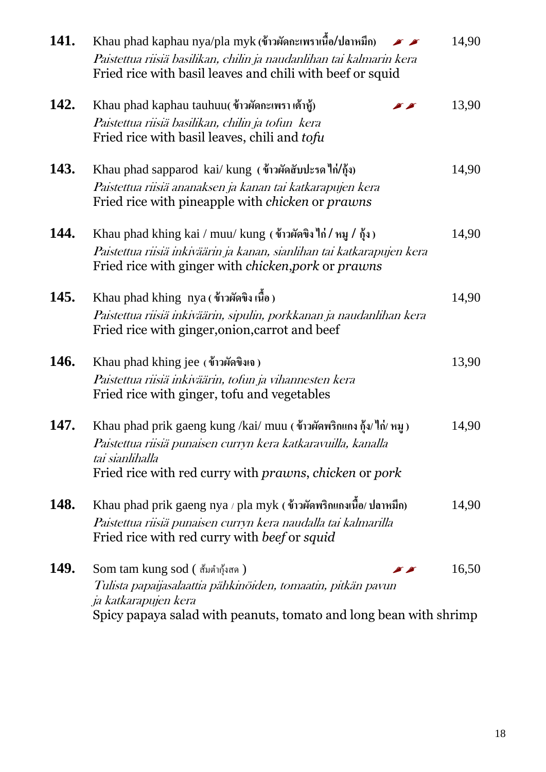**141.** Khau phad kaphau nya/pla myk (ข้าวผัดกะเพราเนื้อ/ปลาหมึก) 🌶🌶 — 14,90
*Paistettua riisiä basilikan, chilin ja naudanlihan tai kalmarin kera*
Fried rice with basil leaves and chili with beef or squid

**142.** Khau phad kaphau tauhuu( ข้าวผัดกะเพรา เต้าหู้) 🌶🌶 — 13,90
*Paistettua riisiä basilikan, chilin ja tofun kera*
Fried rice with basil leaves, chili and *tofu*

**143.** Khau phad sapparod kai/ kung ( ข้าวผัดสับปะรด ไก่/กุ้ง) — 14,90
*Paistettua riisiä ananaksen ja kanan tai katkarapujen kera*
Fried rice with pineapple with *chicken* or *prawns*

**144.** Khau phad khing kai / muu/ kung ( ข้าวผัดขิง ไก่ / หมู / กุ้ง ) — 14,90
*Paistettua riisiä inkiväärin ja kanan, sianlihan tai katkarapujen kera*
Fried rice with ginger with *chicken*,*pork* or *prawns*

**145.** Khau phad khing nya ( ข้าวผัดขิง เนื้อ ) — 14,90
*Paistettua riisiä inkiväärin, sipulin, porkkanan ja naudanlihan kera*
Fried rice with ginger,onion,carrot and beef

**146.** Khau phad khing jee ( ข้าวผัดขิงเจ ) — 13,90
*Paistettua riisiä inkiväärin, tofun ja vihannesten kera*
Fried rice with ginger, tofu and vegetables

**147.** Khau phad prik gaeng kung /kai/ muu ( ข้าวผัดพริกแกง กุ้ง/ ไก่/ หมู ) — 14,90
*Paistettua riisiä punaisen curryn kera katkaravuilla, kanalla tai sianlihalla*
Fried rice with red curry with *prawns*, *chicken* or *pork*

**148.** Khau phad prik gaeng nya / pla myk ( ข้าวผัดพริกแกงเนื้อ/ ปลาหมึก) — 14,90
*Paistettua riisiä punaisen curryn kera naudalla tai kalmarilla*
Fried rice with red curry with *beef* or *squid*

**149.** Som tam kung sod ( ส้มตำกุ้งสด ) 🌶🌶 — 16,50
*Tulista papaijasalaattia pähkinöiden, tomaatin, pitkän pavun ja katkarapujen kera*
Spicy papaya salad with peanuts, tomato and long bean with shrimp